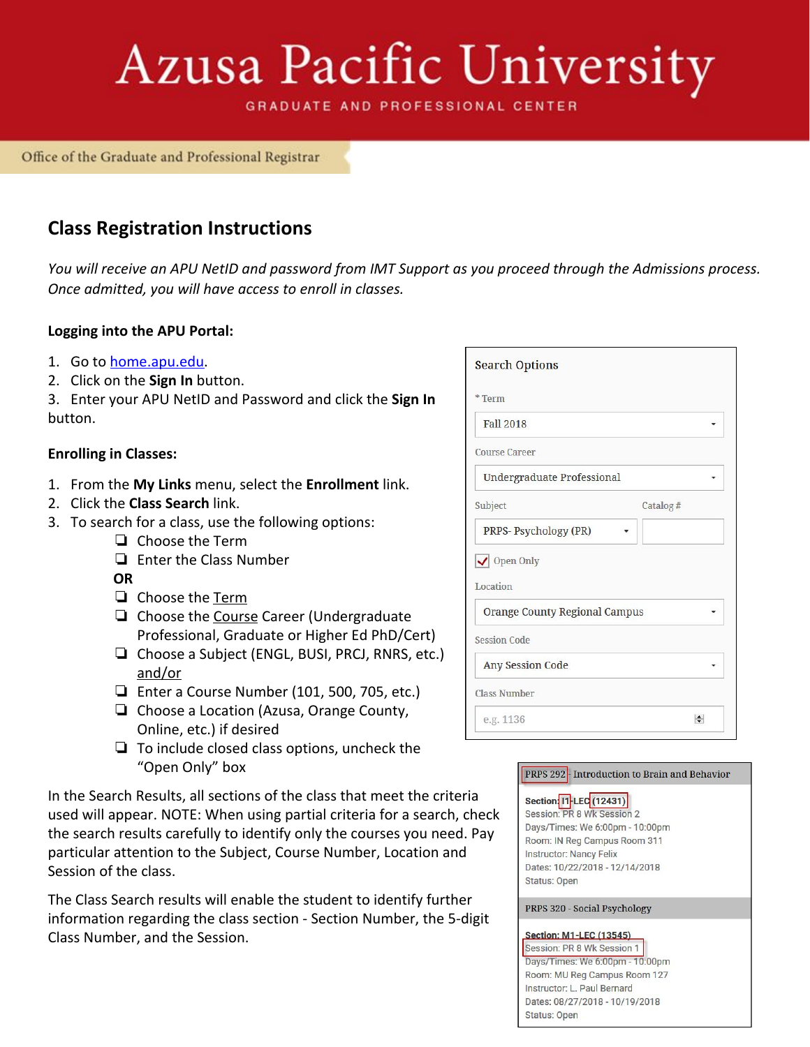# Azusa Pacific University

GRADUATE AND PROFESSIONAL CENTER

Office of the Graduate and Professional Registrar

## Class Registration Instructions

*You will receive an APU NetID and password from IMT Support as you proceed through the Admissions process. Once admitted, you will have access to enroll in classes.*

### Logging into the APU Portal:

1. Go to home.apu.edu.
2. Click on the **Sign In** button.
3. Enter your APU NetID and Password and click the **Sign In** button.

### Enrolling in Classes:

1. From the **My Links** menu, select the **Enrollment** link.
2. Click the **Class Search** link.
3. To search for a class, use the following options:
   - ❏ Choose the Term
   - ❏ Enter the Class Number

   **OR**

   - ❏ Choose the Term
   - ❏ Choose the Course Career (Undergraduate Professional, Graduate or Higher Ed PhD/Cert)
   - ❏ Choose a Subject (ENGL, BUSI, PRCJ, RNRS, etc.) and/or
   - ❏ Enter a Course Number (101, 500, 705, etc.)
   - ❏ Choose a Location (Azusa, Orange County, Online, etc.) if desired
   - ❏ To include closed class options, uncheck the "Open Only" box

Search Options

\* Term: Fall 2018

Course Career: Undergraduate Professional

Subject: PRPS- Psychology (PR) Catalog #:

☑ Open Only

Location: Orange County Regional Campus

Session Code: Any Session Code

Class Number: e.g. 1136

In the Search Results, all sections of the class that meet the criteria used will appear. NOTE: When using partial criteria for a search, check the search results carefully to identify only the courses you need. Pay particular attention to the Subject, Course Number, Location and Session of the class.

The Class Search results will enable the student to identify further information regarding the class section - Section Number, the 5-digit Class Number, and the Session.

**PRPS 292 - Introduction to Brain and Behavior**

Section: I1-LEC (12431)
Session: PR 8 Wk Session 2
Days/Times: We 6:00pm - 10:00pm
Room: IN Reg Campus Room 311
Instructor: Nancy Felix
Dates: 10/22/2018 - 12/14/2018
Status: Open

**PRPS 320 - Social Psychology**

Section: M1-LEC (13545)
Session: PR 8 Wk Session 1
Days/Times: We 6:00pm - 10:00pm
Room: MU Reg Campus Room 127
Instructor: L. Paul Bernard
Dates: 08/27/2018 - 10/19/2018
Status: Open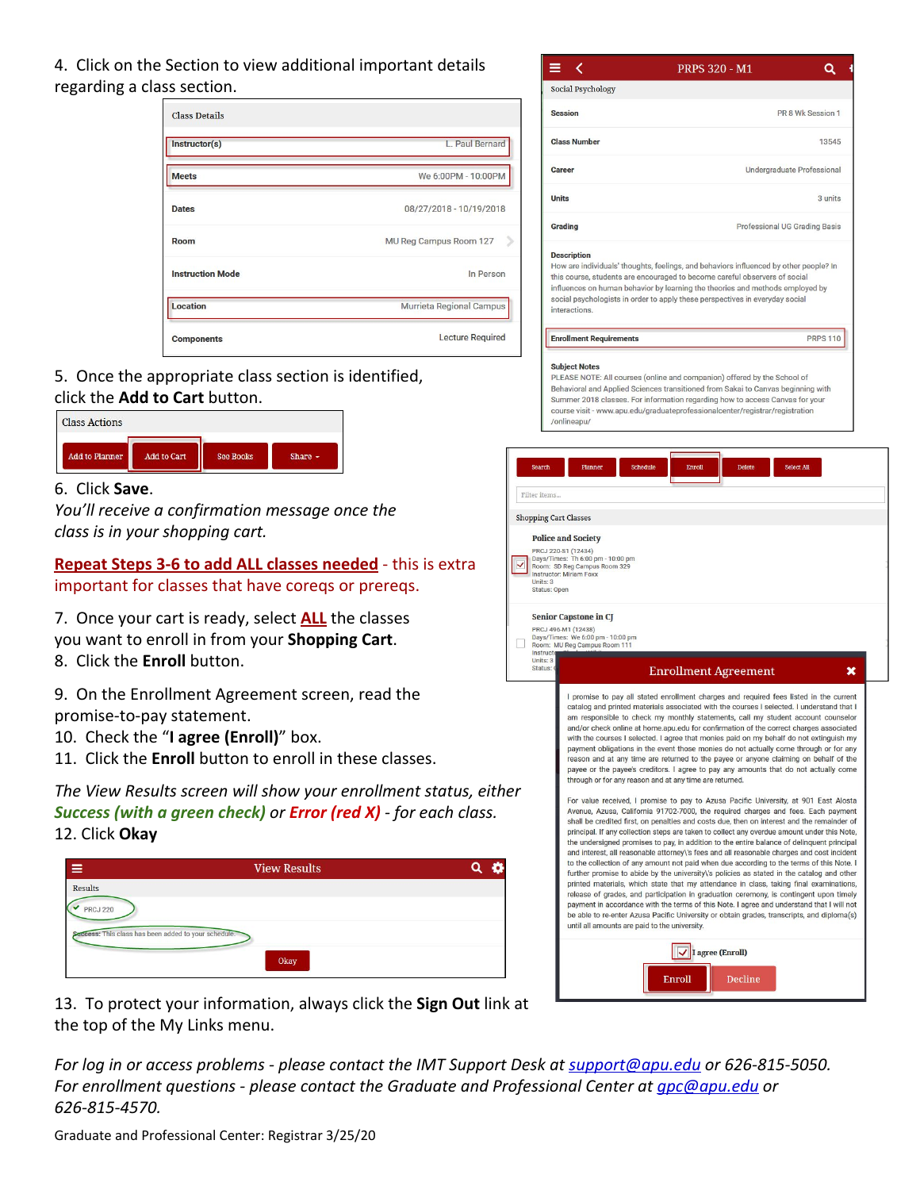4. Click on the Section to view additional important details regarding a class section.

| Class Details | |
|---|---|
| Instructor(s) | L. Paul Bernard |
| Meets | We 6:00PM - 10:00PM |
| Dates | 08/27/2018 - 10/19/2018 |
| Room | MU Reg Campus Room 127 |
| Instruction Mode | In Person |
| Location | Murrieta Regional Campus |
| Components | Lecture Required |

PRPS 320 - M1

Social Psychology

| | |
|---|---|
| Session | PR 8 Wk Session 1 |
| Class Number | 13545 |
| Career | Undergraduate Professional |
| Units | 3 units |
| Grading | Professional UG Grading Basis |

**Description**
How are individuals' thoughts, feelings, and behaviors influenced by other people? In this course, students are encouraged to become careful observers of social influences on human behavior by learning the theories and methods employed by social psychologists in order to apply these perspectives in everyday social interactions.

Enrollment Requirements PRPS 110

**Subject Notes**
PLEASE NOTE: All courses (online and companion) offered by the School of Behavioral and Applied Sciences transitioned from Sakai to Canvas beginning with Summer 2018 classes. For information regarding how to access Canvas for your course visit - www.apu.edu/graduateprofessionalcenter/registrar/registration/onlineapu/

5. Once the appropriate class section is identified, click the **Add to Cart** button.

Class Actions

Add to Planner | Add to Cart | See Books | Share

6. Click **Save**.

*You'll receive a confirmation message once the class is in your shopping cart.*

**Repeat Steps 3-6 to add ALL classes needed** - this is extra important for classes that have coreqs or prereqs.

7. Once your cart is ready, select **ALL** the classes you want to enroll in from your **Shopping Cart**.
8. Click the **Enroll** button.

Search | Planner | Schedule | Enroll | Delete | Select All

Filter Items...

Shopping Cart Classes

Police and Society
PRCJ 220-S1 (12434)
Days/Times: Th 6:00 pm - 10:00 pm
Room: SD Reg Campus Room 329
Instructor: Miriam Foxx
Units: 3
Status: Open

Senior Capstone in CJ
PRCJ 496-M1 (12438)
Days/Times: We 6:00 pm - 10:00 pm
Room: MU Reg Campus Room 111

9. On the Enrollment Agreement screen, read the promise-to-pay statement.
10. Check the "**I agree (Enroll)**" box.
11. Click the **Enroll** button to enroll in these classes.

Enrollment Agreement

I promise to pay all stated enrollment charges and required fees listed in the current catalog and printed materials associated with the courses I selected. I understand that I am responsible to check my monthly statements, call my student account counselor and/or check online at home.apu.edu for confirmation of the correct charges associated with the courses I selected. I agree that monies paid on my behalf do not extinguish my payment obligations in the event those monies do not actually come through or for any reason and at any time are returned to the payee or anyone claiming on behalf of the payee or the payee's creditors. I agree to pay any amounts that do not actually come through or for any reason and at any time are returned.

For value received, I promise to pay to Azusa Pacific University, at 901 East Alosta Avenue, Azusa, California 91702-7000, the required charges and fees. Each payment shall be credited first, on penalties and costs due, then on interest and the remainder of principal. If any collection steps are taken to collect any overdue amount under this Note, the undersigned promises to pay, in addition to the entire balance of delinquent principal and interest, all reasonable attorney\'s fees and all reasonable charges and cost incident to the collection of any amount not paid when due according to the terms of this Note. I further promise to abide by the university\'s policies as stated in the catalog and other printed materials, which state that my attendance in class, taking final examinations, release of grades, and participation in graduation ceremony, is contingent upon timely payment in accordance with the terms of this Note. I agree and understand that I will not be able to re-enter Azusa Pacific University or obtain grades, transcripts, and diploma(s) until all amounts are paid to the university.

I agree (Enroll)

Enroll | Decline

*The View Results screen will show your enrollment status, either* ***Success (with a green check)*** *or* ***Error (red X)*** *- for each class.*

12. Click **Okay**

View Results

Results

PRCJ 220

Success: This class has been added to your schedule.

Okay

13. To protect your information, always click the **Sign Out** link at the top of the My Links menu.

*For log in or access problems - please contact the IMT Support Desk at* support@apu.edu *or 626-815-5050.*
*For enrollment questions - please contact the Graduate and Professional Center at* gpc@apu.edu *or 626-815-4570.*

Graduate and Professional Center: Registrar 3/25/20